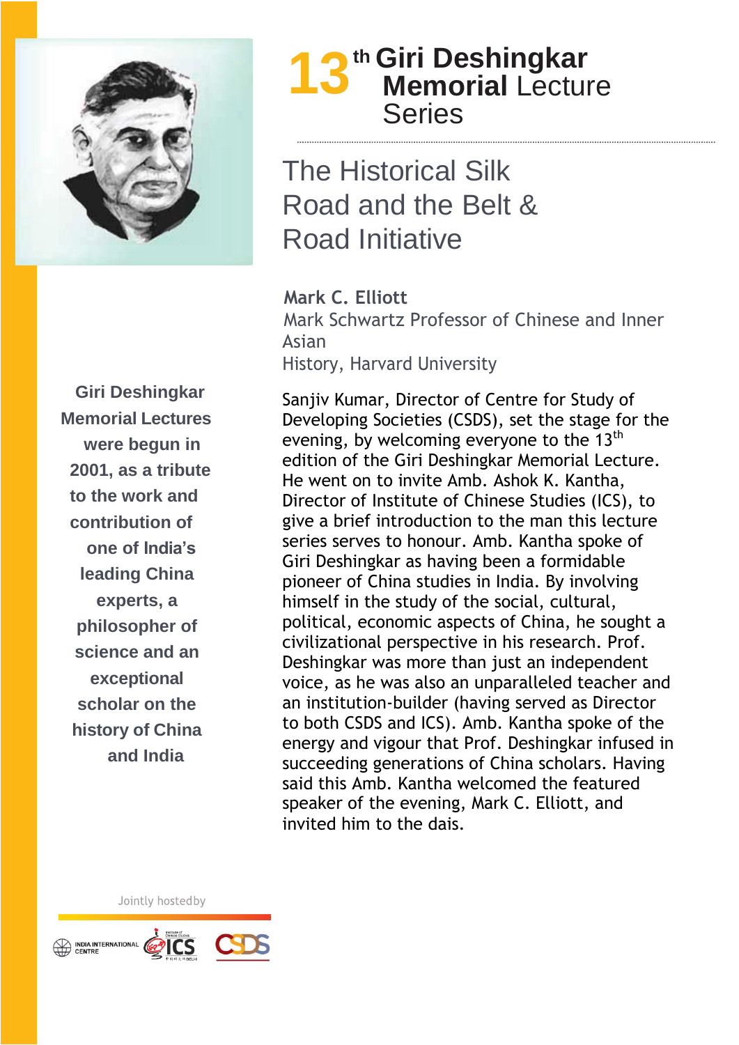# 13th Giri Deshingkar Memorial Lecture Series

## The Historical Silk Road and the Belt & Road Initiative

**Mark C. Elliott**
Mark Schwartz Professor of Chinese and Inner Asian History, Harvard University

**Giri Deshingkar Memorial Lectures were begun in 2001, as a tribute to the work and contribution of one of India's leading China experts, a philosopher of science and an exceptional scholar on the history of China and India**

Sanjiv Kumar, Director of Centre for Study of Developing Societies (CSDS), set the stage for the evening, by welcoming everyone to the 13th edition of the Giri Deshingkar Memorial Lecture. He went on to invite Amb. Ashok K. Kantha, Director of Institute of Chinese Studies (ICS), to give a brief introduction to the man this lecture series serves to honour. Amb. Kantha spoke of Giri Deshingkar as having been a formidable pioneer of China studies in India. By involving himself in the study of the social, cultural, political, economic aspects of China, he sought a civilizational perspective in his research. Prof. Deshingkar was more than just an independent voice, as he was also an unparalleled teacher and an institution-builder (having served as Director to both CSDS and ICS). Amb. Kantha spoke of the energy and vigour that Prof. Deshingkar infused in succeeding generations of China scholars. Having said this Amb. Kantha welcomed the featured speaker of the evening, Mark C. Elliott, and invited him to the dais.

Jointly hosted by

INDIA INTERNATIONAL CENTRE | ICS | CSDS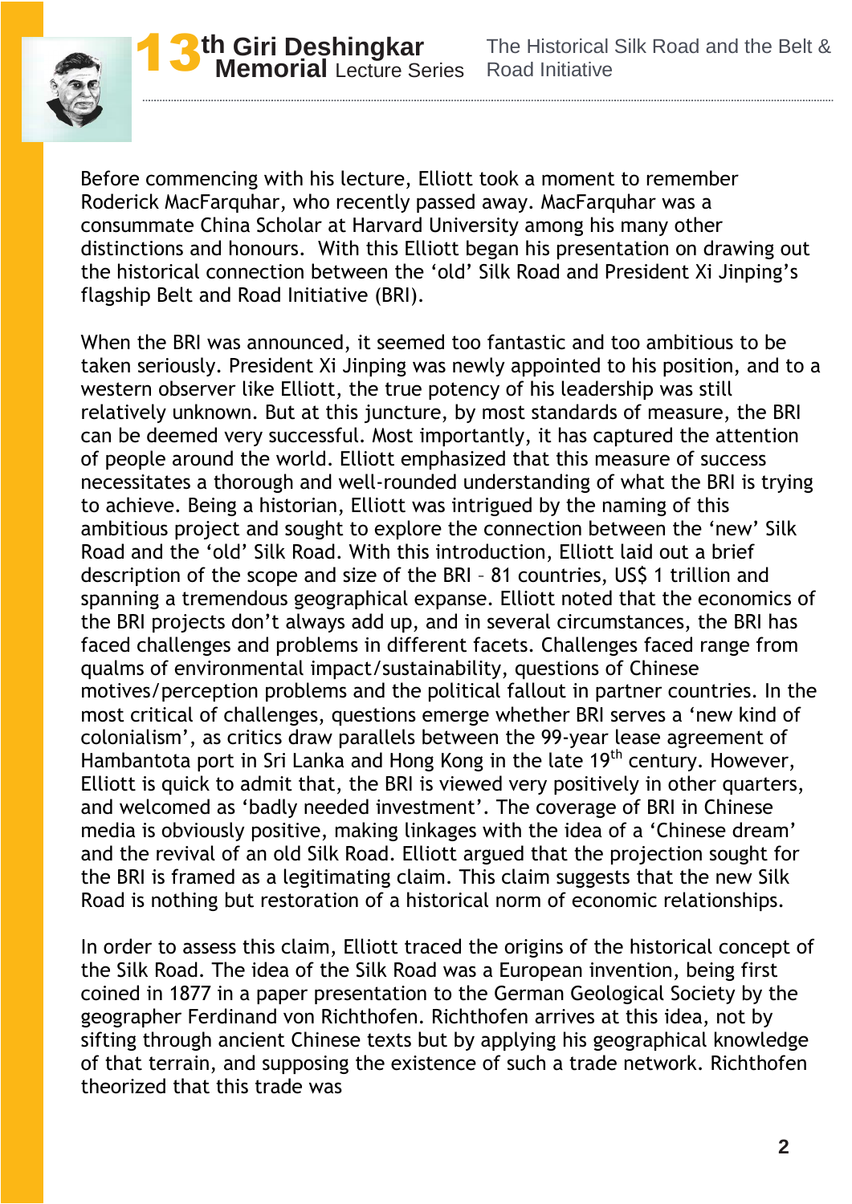Before commencing with his lecture, Elliott took a moment to remember Roderick MacFarquhar, who recently passed away. MacFarquhar was a consummate China Scholar at Harvard University among his many other distinctions and honours.  With this Elliott began his presentation on drawing out the historical connection between the ‘old’ Silk Road and President Xi Jinping’s flagship Belt and Road Initiative (BRI).

When the BRI was announced, it seemed too fantastic and too ambitious to be taken seriously. President Xi Jinping was newly appointed to his position, and to a western observer like Elliott, the true potency of his leadership was still relatively unknown. But at this juncture, by most standards of measure, the BRI can be deemed very successful. Most importantly, it has captured the attention of people around the world. Elliott emphasized that this measure of success necessitates a thorough and well-rounded understanding of what the BRI is trying to achieve. Being a historian, Elliott was intrigued by the naming of this ambitious project and sought to explore the connection between the ‘new’ Silk Road and the ‘old’ Silk Road. With this introduction, Elliott laid out a brief description of the scope and size of the BRI – 81 countries, US$ 1 trillion and spanning a tremendous geographical expanse. Elliott noted that the economics of the BRI projects don’t always add up, and in several circumstances, the BRI has faced challenges and problems in different facets. Challenges faced range from qualms of environmental impact/sustainability, questions of Chinese motives/perception problems and the political fallout in partner countries. In the most critical of challenges, questions emerge whether BRI serves a ‘new kind of colonialism’, as critics draw parallels between the 99-year lease agreement of Hambantota port in Sri Lanka and Hong Kong in the late 19th century. However, Elliott is quick to admit that, the BRI is viewed very positively in other quarters, and welcomed as ‘badly needed investment’. The coverage of BRI in Chinese media is obviously positive, making linkages with the idea of a ‘Chinese dream’ and the revival of an old Silk Road. Elliott argued that the projection sought for the BRI is framed as a legitimating claim. This claim suggests that the new Silk Road is nothing but restoration of a historical norm of economic relationships.

In order to assess this claim, Elliott traced the origins of the historical concept of the Silk Road. The idea of the Silk Road was a European invention, being first coined in 1877 in a paper presentation to the German Geological Society by the geographer Ferdinand von Richthofen. Richthofen arrives at this idea, not by sifting through ancient Chinese texts but by applying his geographical knowledge of that terrain, and supposing the existence of such a trade network. Richthofen theorized that this trade was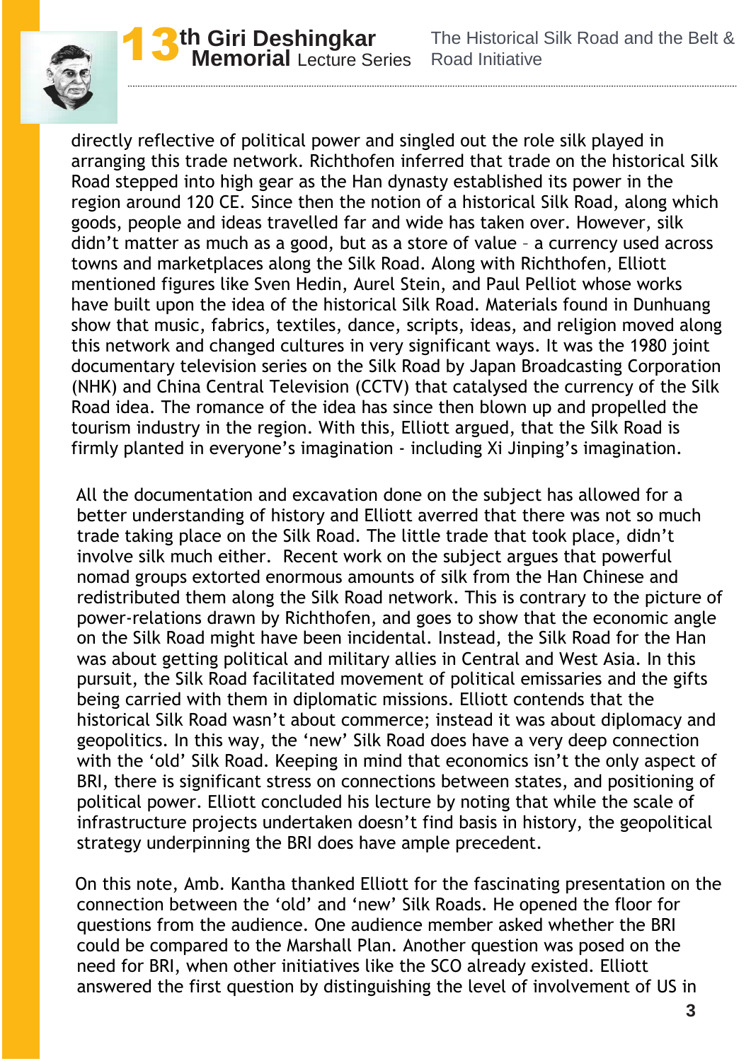directly reflective of political power and singled out the role silk played in arranging this trade network. Richthofen inferred that trade on the historical Silk Road stepped into high gear as the Han dynasty established its power in the region around 120 CE. Since then the notion of a historical Silk Road, along which goods, people and ideas travelled far and wide has taken over. However, silk didn't matter as much as a good, but as a store of value – a currency used across towns and marketplaces along the Silk Road. Along with Richthofen, Elliott mentioned figures like Sven Hedin, Aurel Stein, and Paul Pelliot whose works have built upon the idea of the historical Silk Road. Materials found in Dunhuang show that music, fabrics, textiles, dance, scripts, ideas, and religion moved along this network and changed cultures in very significant ways. It was the 1980 joint documentary television series on the Silk Road by Japan Broadcasting Corporation (NHK) and China Central Television (CCTV) that catalysed the currency of the Silk Road idea. The romance of the idea has since then blown up and propelled the tourism industry in the region. With this, Elliott argued, that the Silk Road is firmly planted in everyone's imagination - including Xi Jinping's imagination.

All the documentation and excavation done on the subject has allowed for a better understanding of history and Elliott averred that there was not so much trade taking place on the Silk Road. The little trade that took place, didn't involve silk much either. Recent work on the subject argues that powerful nomad groups extorted enormous amounts of silk from the Han Chinese and redistributed them along the Silk Road network. This is contrary to the picture of power-relations drawn by Richthofen, and goes to show that the economic angle on the Silk Road might have been incidental. Instead, the Silk Road for the Han was about getting political and military allies in Central and West Asia. In this pursuit, the Silk Road facilitated movement of political emissaries and the gifts being carried with them in diplomatic missions. Elliott contends that the historical Silk Road wasn't about commerce; instead it was about diplomacy and geopolitics. In this way, the 'new' Silk Road does have a very deep connection with the 'old' Silk Road. Keeping in mind that economics isn't the only aspect of BRI, there is significant stress on connections between states, and positioning of political power. Elliott concluded his lecture by noting that while the scale of infrastructure projects undertaken doesn't find basis in history, the geopolitical strategy underpinning the BRI does have ample precedent.

On this note, Amb. Kantha thanked Elliott for the fascinating presentation on the connection between the 'old' and 'new' Silk Roads. He opened the floor for questions from the audience. One audience member asked whether the BRI could be compared to the Marshall Plan. Another question was posed on the need for BRI, when other initiatives like the SCO already existed. Elliott answered the first question by distinguishing the level of involvement of US in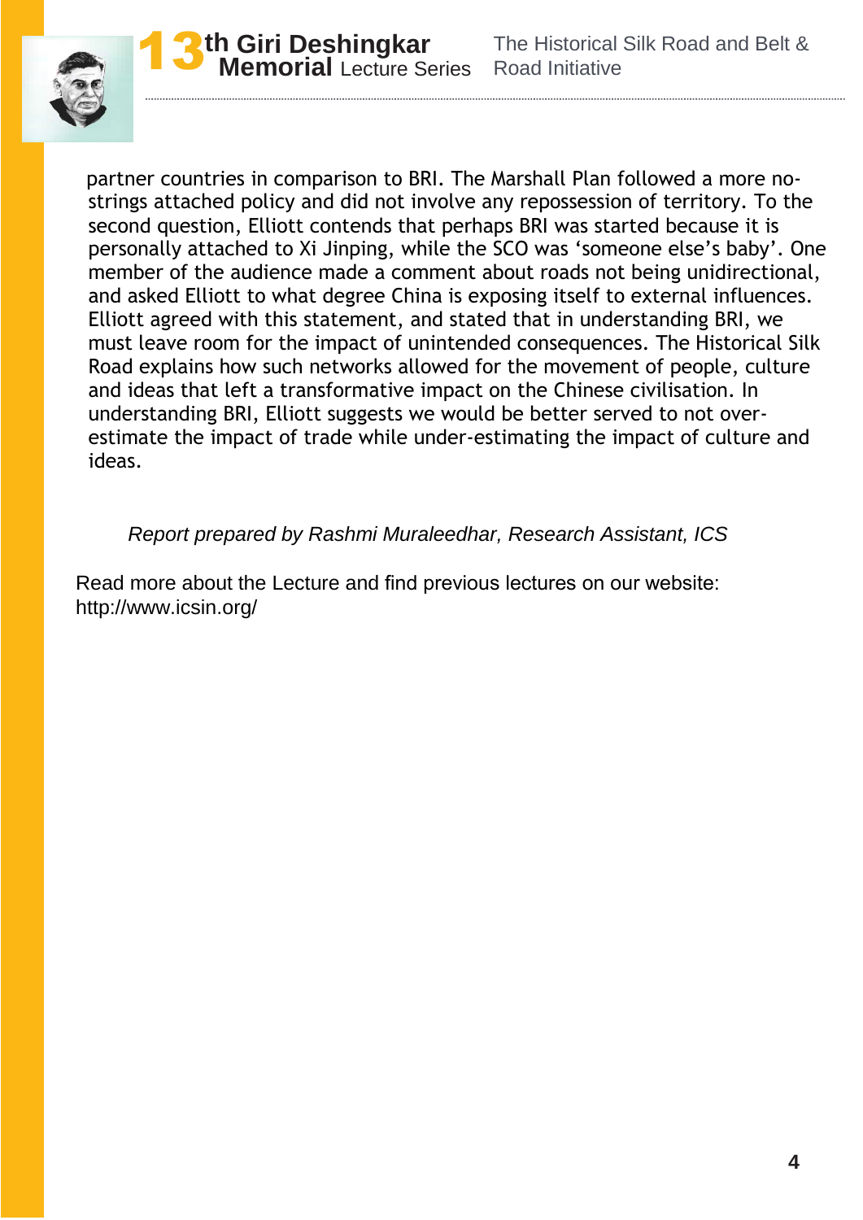partner countries in comparison to BRI. The Marshall Plan followed a more no-strings attached policy and did not involve any repossession of territory. To the second question, Elliott contends that perhaps BRI was started because it is personally attached to Xi Jinping, while the SCO was 'someone else's baby'. One member of the audience made a comment about roads not being unidirectional, and asked Elliott to what degree China is exposing itself to external influences. Elliott agreed with this statement, and stated that in understanding BRI, we must leave room for the impact of unintended consequences. The Historical Silk Road explains how such networks allowed for the movement of people, culture and ideas that left a transformative impact on the Chinese civilisation. In understanding BRI, Elliott suggests we would be better served to not over-estimate the impact of trade while under-estimating the impact of culture and ideas.

*Report prepared by Rashmi Muraleedhar, Research Assistant, ICS*

Read more about the Lecture and find previous lectures on our website: http://www.icsin.org/